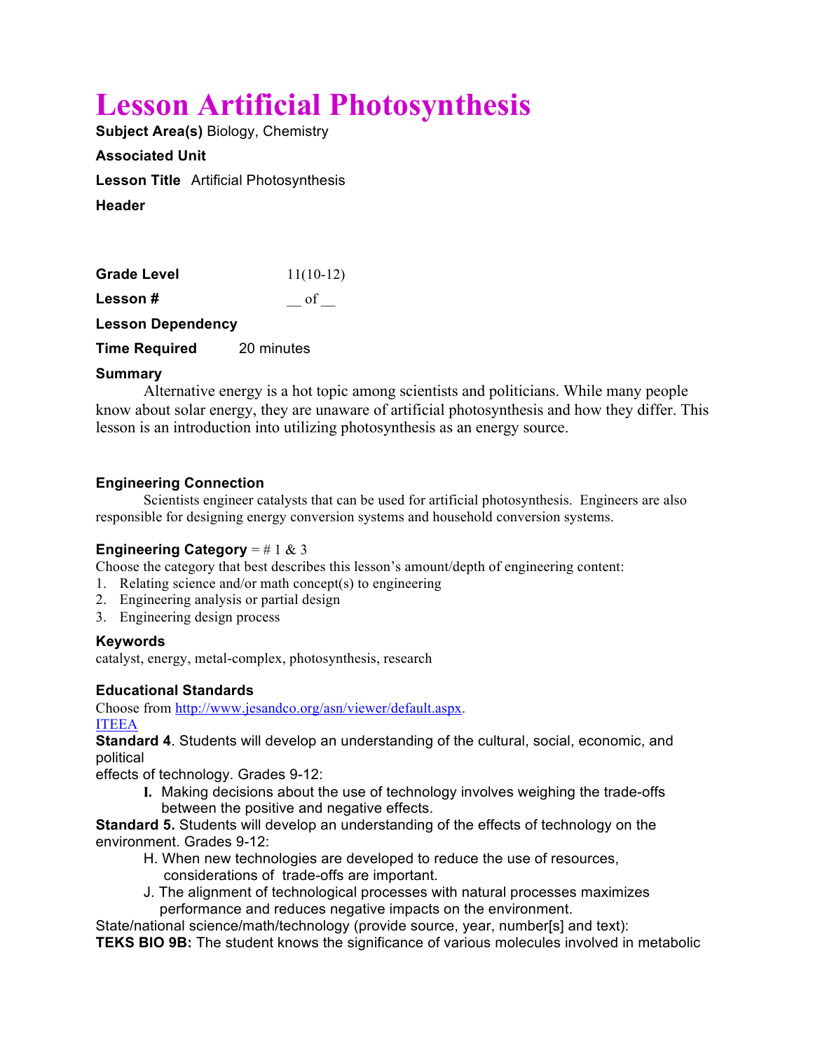# Lesson Artificial Photosynthesis

**Subject Area(s)** Biology, Chemistry

**Associated Unit**

**Lesson Title** Artificial Photosynthesis

**Header**

**Grade Level** 11(10-12)

**Lesson #** __ of __

**Lesson Dependency**

**Time Required** 20 minutes

**Summary**

Alternative energy is a hot topic among scientists and politicians. While many people know about solar energy, they are unaware of artificial photosynthesis and how they differ. This lesson is an introduction into utilizing photosynthesis as an energy source.

**Engineering Connection**

Scientists engineer catalysts that can be used for artificial photosynthesis. Engineers are also responsible for designing energy conversion systems and household conversion systems.

**Engineering Category** = # 1 & 3

Choose the category that best describes this lesson's amount/depth of engineering content:

1. Relating science and/or math concept(s) to engineering
2. Engineering analysis or partial design
3. Engineering design process

**Keywords**

catalyst, energy, metal-complex, photosynthesis, research

**Educational Standards**

Choose from http://www.jesandco.org/asn/viewer/default.aspx.

ITEEA

**Standard 4**. Students will develop an understanding of the cultural, social, economic, and political effects of technology. Grades 9-12:

- **I.** Making decisions about the use of technology involves weighing the trade-offs between the positive and negative effects.

**Standard 5.** Students will develop an understanding of the effects of technology on the environment. Grades 9-12:

- H. When new technologies are developed to reduce the use of resources, considerations of trade-offs are important.
- J. The alignment of technological processes with natural processes maximizes performance and reduces negative impacts on the environment.

State/national science/math/technology (provide source, year, number[s] and text):

**TEKS BIO 9B:** The student knows the significance of various molecules involved in metabolic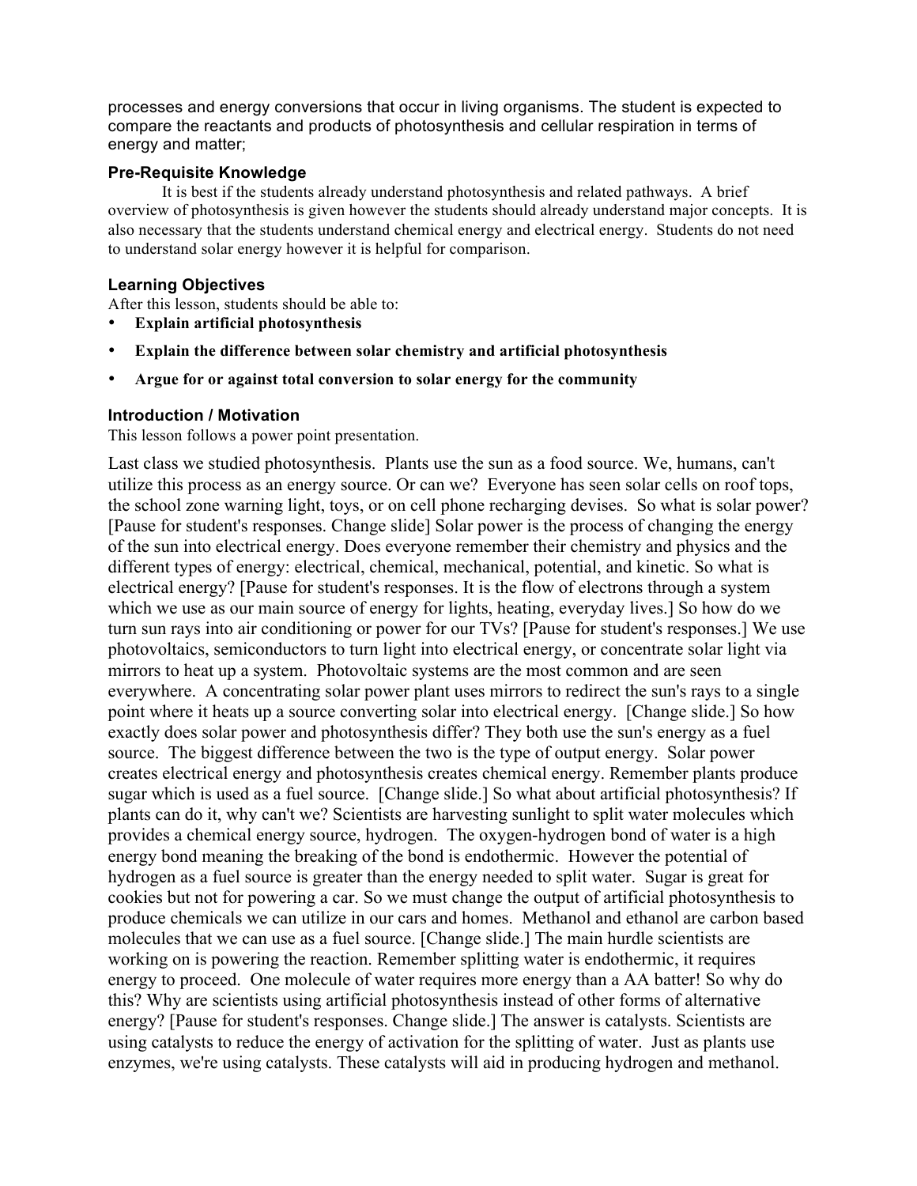processes and energy conversions that occur in living organisms. The student is expected to compare the reactants and products of photosynthesis and cellular respiration in terms of energy and matter;

### Pre-Requisite Knowledge

It is best if the students already understand photosynthesis and related pathways. A brief overview of photosynthesis is given however the students should already understand major concepts. It is also necessary that the students understand chemical energy and electrical energy. Students do not need to understand solar energy however it is helpful for comparison.

### Learning Objectives

After this lesson, students should be able to:

- **Explain artificial photosynthesis**
- **Explain the difference between solar chemistry and artificial photosynthesis**
- **Argue for or against total conversion to solar energy for the community**

### Introduction / Motivation

This lesson follows a power point presentation.

Last class we studied photosynthesis. Plants use the sun as a food source. We, humans, can't utilize this process as an energy source. Or can we? Everyone has seen solar cells on roof tops, the school zone warning light, toys, or on cell phone recharging devises. So what is solar power? [Pause for student's responses. Change slide] Solar power is the process of changing the energy of the sun into electrical energy. Does everyone remember their chemistry and physics and the different types of energy: electrical, chemical, mechanical, potential, and kinetic. So what is electrical energy? [Pause for student's responses. It is the flow of electrons through a system which we use as our main source of energy for lights, heating, everyday lives.] So how do we turn sun rays into air conditioning or power for our TVs? [Pause for student's responses.] We use photovoltaics, semiconductors to turn light into electrical energy, or concentrate solar light via mirrors to heat up a system. Photovoltaic systems are the most common and are seen everywhere. A concentrating solar power plant uses mirrors to redirect the sun's rays to a single point where it heats up a source converting solar into electrical energy. [Change slide.] So how exactly does solar power and photosynthesis differ? They both use the sun's energy as a fuel source. The biggest difference between the two is the type of output energy. Solar power creates electrical energy and photosynthesis creates chemical energy. Remember plants produce sugar which is used as a fuel source. [Change slide.] So what about artificial photosynthesis? If plants can do it, why can't we? Scientists are harvesting sunlight to split water molecules which provides a chemical energy source, hydrogen. The oxygen-hydrogen bond of water is a high energy bond meaning the breaking of the bond is endothermic. However the potential of hydrogen as a fuel source is greater than the energy needed to split water. Sugar is great for cookies but not for powering a car. So we must change the output of artificial photosynthesis to produce chemicals we can utilize in our cars and homes. Methanol and ethanol are carbon based molecules that we can use as a fuel source. [Change slide.] The main hurdle scientists are working on is powering the reaction. Remember splitting water is endothermic, it requires energy to proceed. One molecule of water requires more energy than a AA batter! So why do this? Why are scientists using artificial photosynthesis instead of other forms of alternative energy? [Pause for student's responses. Change slide.] The answer is catalysts. Scientists are using catalysts to reduce the energy of activation for the splitting of water. Just as plants use enzymes, we're using catalysts. These catalysts will aid in producing hydrogen and methanol.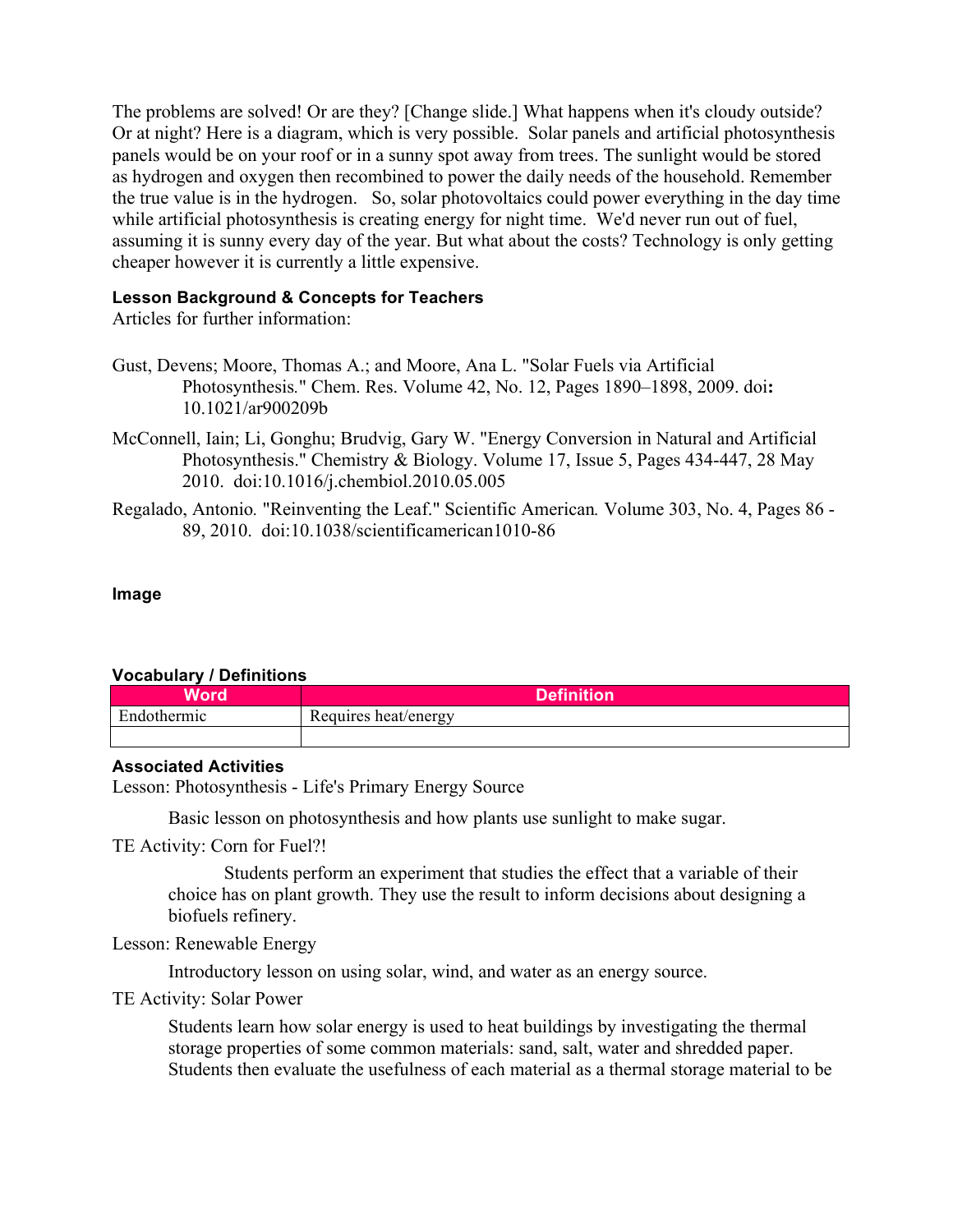The problems are solved! Or are they? [Change slide.] What happens when it's cloudy outside? Or at night? Here is a diagram, which is very possible. Solar panels and artificial photosynthesis panels would be on your roof or in a sunny spot away from trees. The sunlight would be stored as hydrogen and oxygen then recombined to power the daily needs of the household. Remember the true value is in the hydrogen. So, solar photovoltaics could power everything in the day time while artificial photosynthesis is creating energy for night time. We'd never run out of fuel, assuming it is sunny every day of the year. But what about the costs? Technology is only getting cheaper however it is currently a little expensive.

### Lesson Background & Concepts for Teachers

Articles for further information:

Gust, Devens; Moore, Thomas A.; and Moore, Ana L. "Solar Fuels via Artificial Photosynthesis." Chem. Res. Volume 42, No. 12, Pages 1890–1898, 2009. doi**:** 10.1021/ar900209b

McConnell, Iain; Li, Gonghu; Brudvig, Gary W. "Energy Conversion in Natural and Artificial Photosynthesis." Chemistry & Biology. Volume 17, Issue 5, Pages 434-447, 28 May 2010. doi:10.1016/j.chembiol.2010.05.005

Regalado, Antonio. "Reinventing the Leaf." *Scientific American.* Volume 303, No. 4, Pages 86 - 89, 2010. doi:10.1038/scientificamerican1010-86

### Image

### Vocabulary / Definitions

| Word | Definition |
| --- | --- |
| Endothermic | Requires heat/energy |
| | |

### Associated Activities

Lesson: Photosynthesis - Life's Primary Energy Source

Basic lesson on photosynthesis and how plants use sunlight to make sugar.

TE Activity: Corn for Fuel?!

Students perform an experiment that studies the effect that a variable of their choice has on plant growth. They use the result to inform decisions about designing a biofuels refinery.

Lesson: Renewable Energy

Introductory lesson on using solar, wind, and water as an energy source.

TE Activity: Solar Power

Students learn how solar energy is used to heat buildings by investigating the thermal storage properties of some common materials: sand, salt, water and shredded paper. Students then evaluate the usefulness of each material as a thermal storage material to be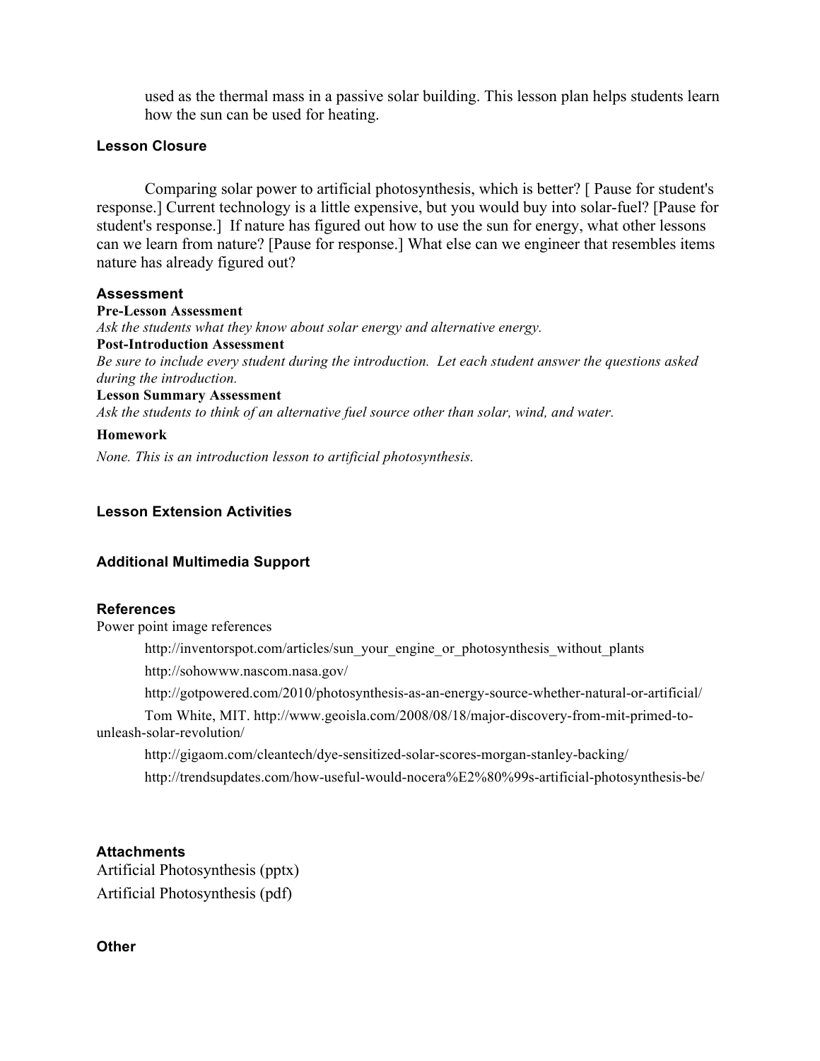used as the thermal mass in a passive solar building. This lesson plan helps students learn how the sun can be used for heating.

### Lesson Closure

Comparing solar power to artificial photosynthesis, which is better? [ Pause for student's response.] Current technology is a little expensive, but you would buy into solar-fuel? [Pause for student's response.] If nature has figured out how to use the sun for energy, what other lessons can we learn from nature? [Pause for response.] What else can we engineer that resembles items nature has already figured out?

### Assessment

**Pre-Lesson Assessment**

*Ask the students what they know about solar energy and alternative energy.*

**Post-Introduction Assessment**

*Be sure to include every student during the introduction. Let each student answer the questions asked during the introduction.*

**Lesson Summary Assessment**

*Ask the students to think of an alternative fuel source other than solar, wind, and water.*

**Homework**

*None. This is an introduction lesson to artificial photosynthesis.*

### Lesson Extension Activities

### Additional Multimedia Support

### References

Power point image references

http://inventorspot.com/articles/sun_your_engine_or_photosynthesis_without_plants

http://sohowww.nascom.nasa.gov/

http://gotpowered.com/2010/photosynthesis-as-an-energy-source-whether-natural-or-artificial/

Tom White, MIT. http://www.geoisla.com/2008/08/18/major-discovery-from-mit-primed-to-unleash-solar-revolution/

http://gigaom.com/cleantech/dye-sensitized-solar-scores-morgan-stanley-backing/

http://trendsupdates.com/how-useful-would-nocera%E2%80%99s-artificial-photosynthesis-be/

### Attachments

Artificial Photosynthesis (pptx)

Artificial Photosynthesis (pdf)

### Other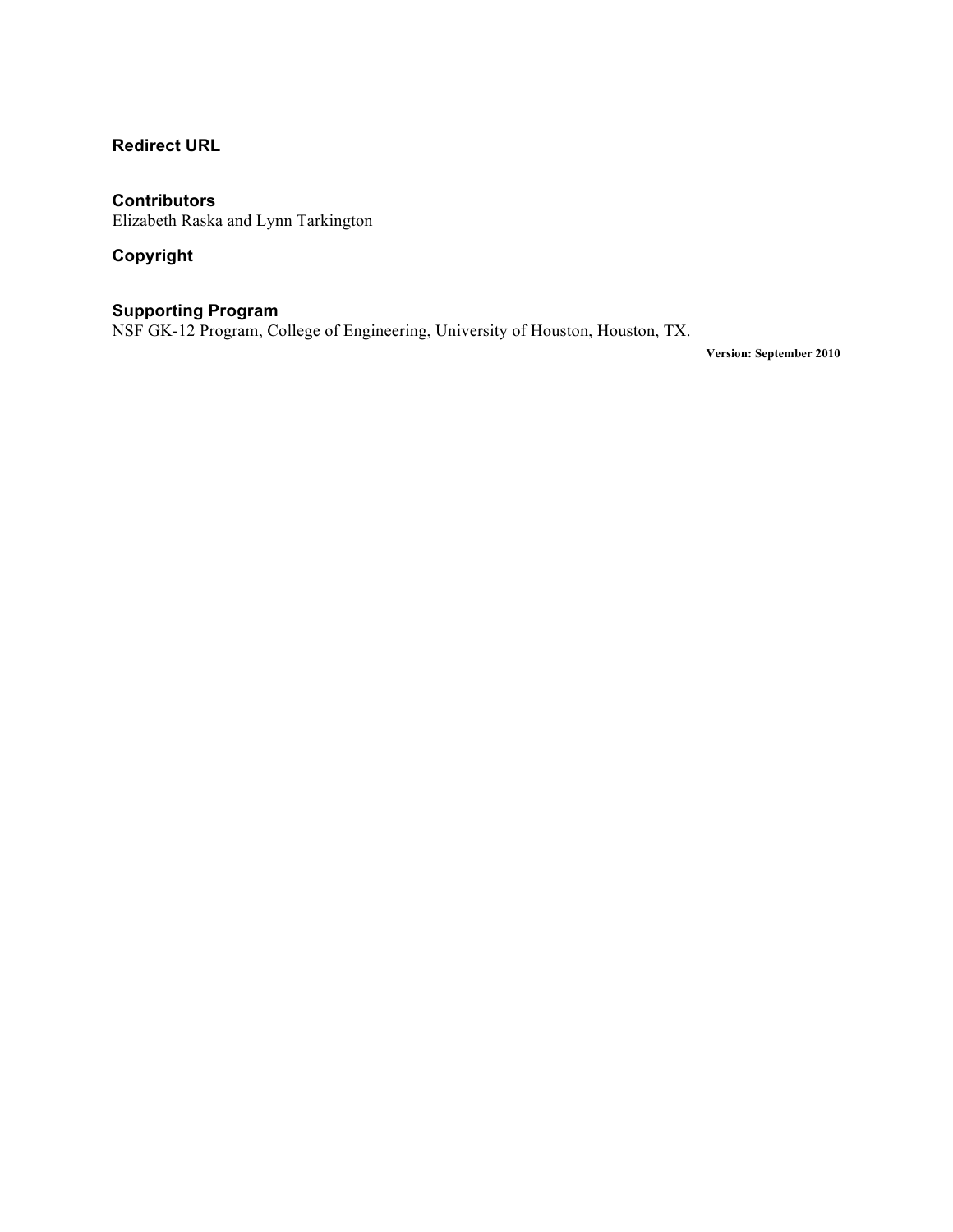### Redirect URL

### Contributors
Elizabeth Raska and Lynn Tarkington

### Copyright

### Supporting Program
NSF GK-12 Program, College of Engineering, University of Houston, Houston, TX.

**Version: September 2010**